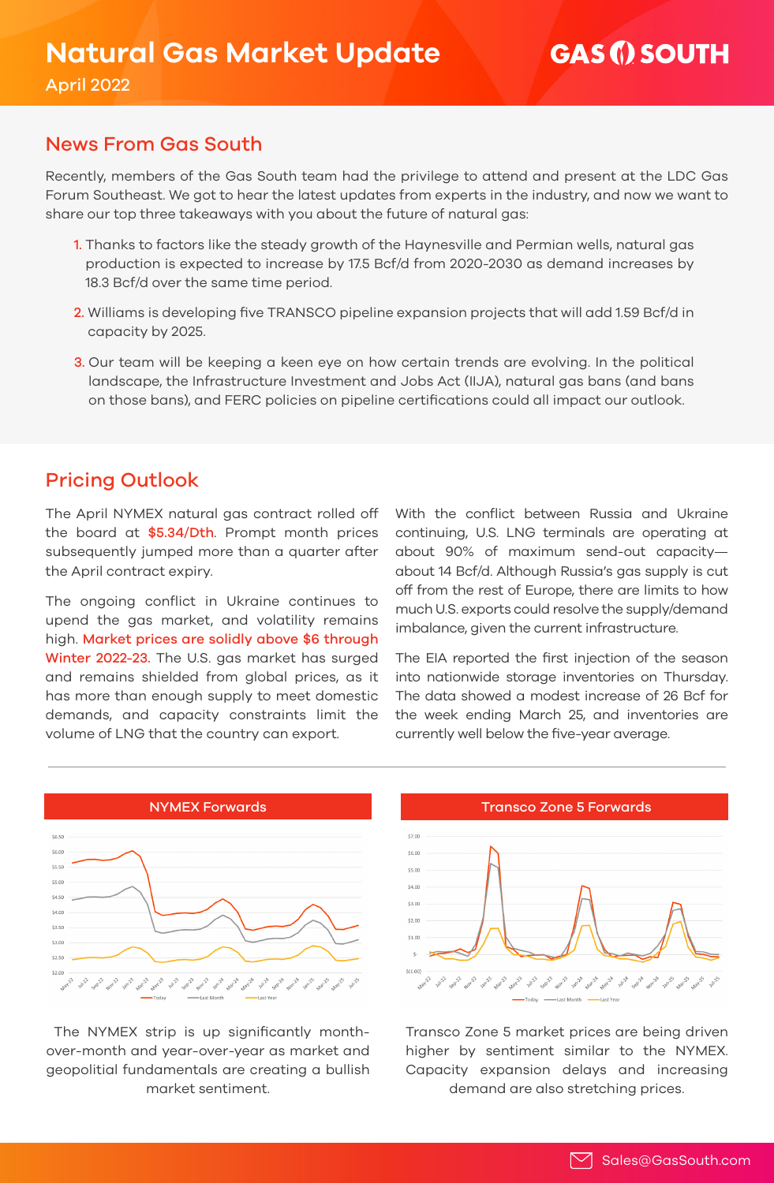# Natural Gas Market Update

April 2022

GAS SOUTH

## News From Gas South

Recently, members of the Gas South team had the privilege to attend and present at the LDC Gas Forum Southeast. We got to hear the latest updates from experts in the industry, and now we want to share our top three takeaways with you about the future of natural gas:

1. Thanks to factors like the steady growth of the Haynesville and Permian wells, natural gas production is expected to increase by 17.5 Bcf/d from 2020-2030 as demand increases by 18.3 Bcf/d over the same time period.
2. Williams is developing five TRANSCO pipeline expansion projects that will add 1.59 Bcf/d in capacity by 2025.
3. Our team will be keeping a keen eye on how certain trends are evolving. In the political landscape, the Infrastructure Investment and Jobs Act (IIJA), natural gas bans (and bans on those bans), and FERC policies on pipeline certifications could all impact our outlook.

## Pricing Outlook

The April NYMEX natural gas contract rolled off the board at **$5.34/Dth**. Prompt month prices subsequently jumped more than a quarter after the April contract expiry.

The ongoing conflict in Ukraine continues to upend the gas market, and volatility remains high. **Market prices are solidly above $6 through Winter 2022-23.** The U.S. gas market has surged and remains shielded from global prices, as it has more than enough supply to meet domestic demands, and capacity constraints limit the volume of LNG that the country can export.

With the conflict between Russia and Ukraine continuing, U.S. LNG terminals are operating at about 90% of maximum send-out capacity—about 14 Bcf/d. Although Russia's gas supply is cut off from the rest of Europe, there are limits to how much U.S. exports could resolve the supply/demand imbalance, given the current infrastructure.

The EIA reported the first injection of the season into nationwide storage inventories on Thursday. The data showed a modest increase of 26 Bcf for the week ending March 25, and inventories are currently well below the five-year average.

### NYMEX Forwards

The NYMEX strip is up significantly month-over-month and year-over-year as market and geopolitial fundamentals are creating a bullish market sentiment.

### Transco Zone 5 Forwards

Transco Zone 5 market prices are being driven higher by sentiment similar to the NYMEX. Capacity expansion delays and increasing demand are also stretching prices.

Sales@GasSouth.com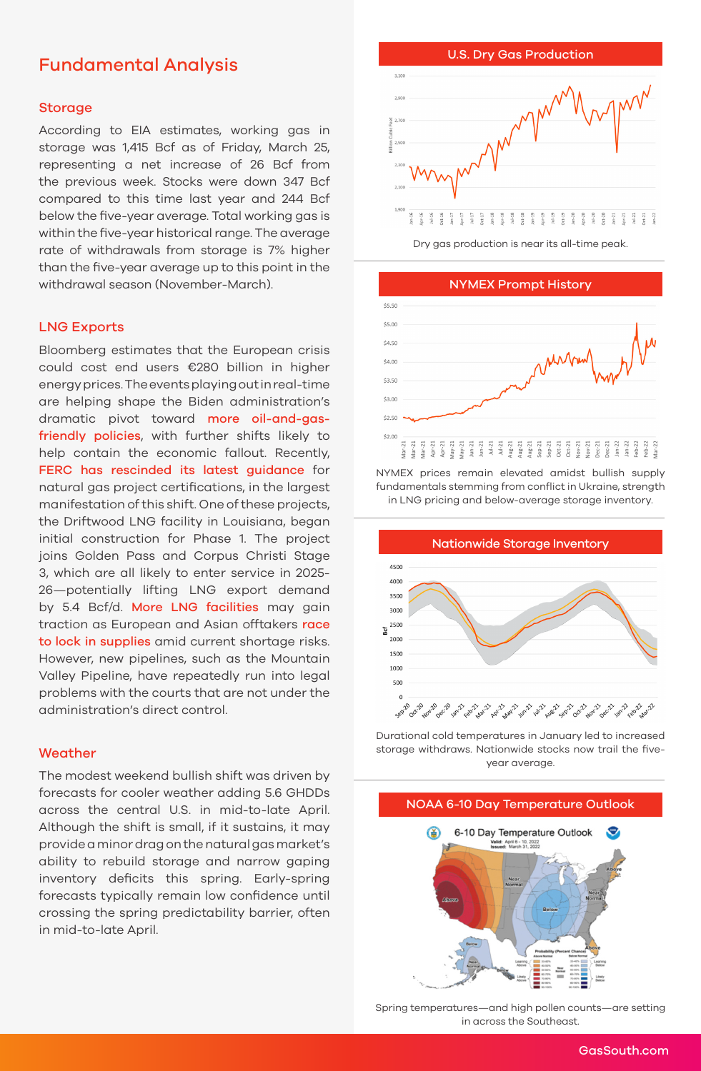# Fundamental Analysis

## Storage

According to EIA estimates, working gas in storage was 1,415 Bcf as of Friday, March 25, representing a net increase of 26 Bcf from the previous week. Stocks were down 347 Bcf compared to this time last year and 244 Bcf below the five-year average. Total working gas is within the five-year historical range. The average rate of withdrawals from storage is 7% higher than the five-year average up to this point in the withdrawal season (November-March).

## LNG Exports

Bloomberg estimates that the European crisis could cost end users €280 billion in higher energy prices. The events playing out in real-time are helping shape the Biden administration's dramatic pivot toward more oil-and-gas-friendly policies, with further shifts likely to help contain the economic fallout. Recently, FERC has rescinded its latest guidance for natural gas project certifications, in the largest manifestation of this shift. One of these projects, the Driftwood LNG facility in Louisiana, began initial construction for Phase 1. The project joins Golden Pass and Corpus Christi Stage 3, which are all likely to enter service in 2025-26—potentially lifting LNG export demand by 5.4 Bcf/d. More LNG facilities may gain traction as European and Asian offtakers race to lock in supplies amid current shortage risks. However, new pipelines, such as the Mountain Valley Pipeline, have repeatedly run into legal problems with the courts that are not under the administration's direct control.

## Weather

The modest weekend bullish shift was driven by forecasts for cooler weather adding 5.6 GHDDs across the central U.S. in mid-to-late April. Although the shift is small, if it sustains, it may provide a minor drag on the natural gas market's ability to rebuild storage and narrow gaping inventory deficits this spring. Early-spring forecasts typically remain low confidence until crossing the spring predictability barrier, often in mid-to-late April.

### U.S. Dry Gas Production

Dry gas production is near its all-time peak.

### NYMEX Prompt History

NYMEX prices remain elevated amidst bullish supply fundamentals stemming from conflict in Ukraine, strength in LNG pricing and below-average storage inventory.

### Nationwide Storage Inventory

Durational cold temperatures in January led to increased storage withdraws. Nationwide stocks now trail the five-year average.

### NOAA 6-10 Day Temperature Outlook

6-10 Day Temperature Outlook
Valid: April 6 - 10, 2022
Issued: March 31, 2022

Spring temperatures—and high pollen counts—are setting in across the Southeast.